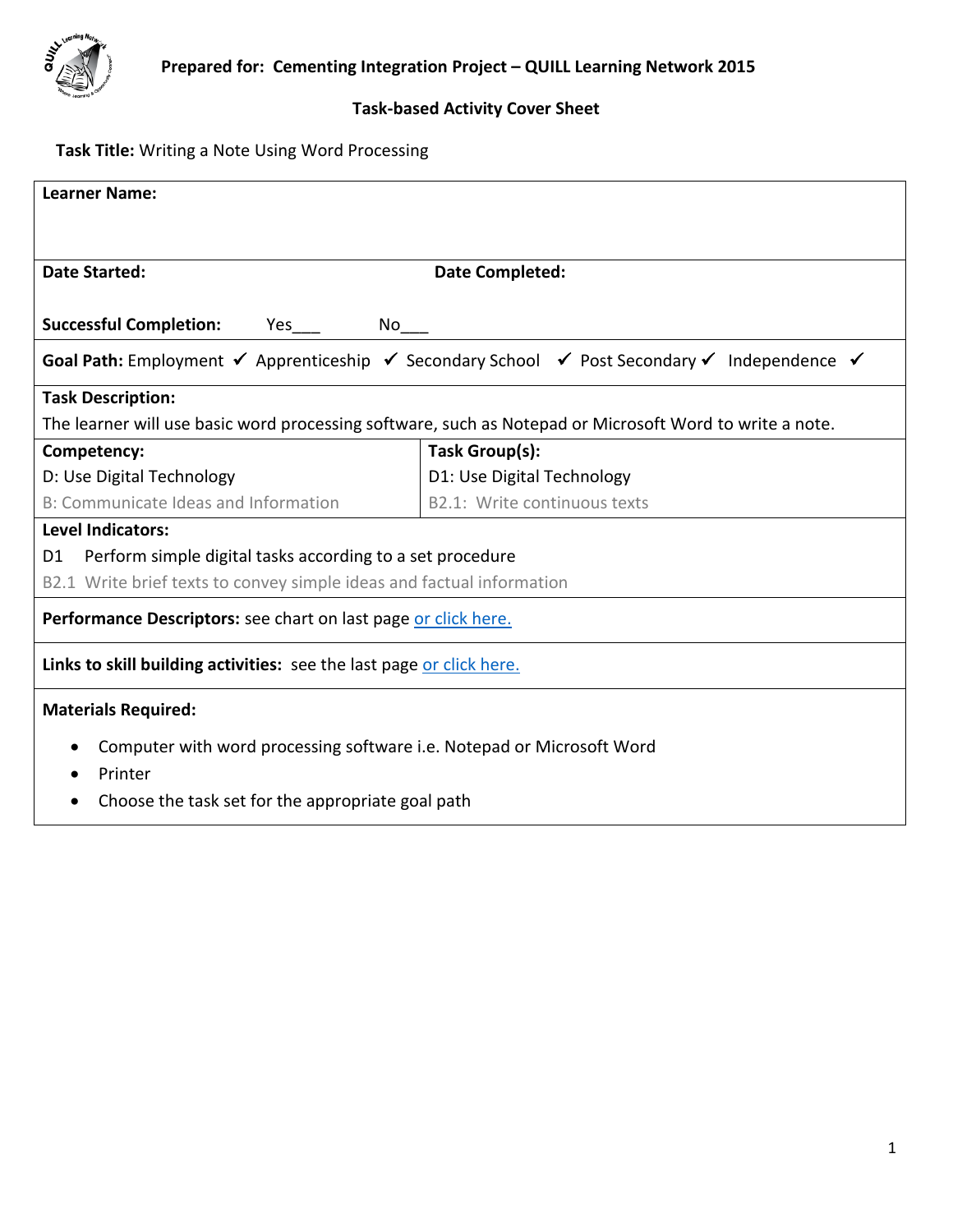**Prepared for: Cementing Integration Project – QUILL Learning Network 2015**

**Task-based Activity Cover Sheet**

**Task Title:** Writing a Note Using Word Processing

**Learner Name:**

**Date Started:** 

**Date Completed:**

**Successful Completion:** Yes___ No___

**Goal Path:** Employment ✓ Apprenticeship ✓ Secondary School ✓ Post Secondary ✓ Independence ✓

**Task Description:**

The learner will use basic word processing software, such as Notepad or Microsoft Word to write a note.

| **Competency:** | **Task Group(s):** |
|---|---|
| D: Use Digital Technology | D1: Use Digital Technology |
| B: Communicate Ideas and Information | B2.1: Write continuous texts |

**Level Indicators:**

D1 Perform simple digital tasks according to a set procedure

B2.1 Write brief texts to convey simple ideas and factual information

**Performance Descriptors:** see chart on last page or click here.

**Links to skill building activities:** see the last page or click here.

**Materials Required:**

- Computer with word processing software i.e. Notepad or Microsoft Word
- Printer
- Choose the task set for the appropriate goal path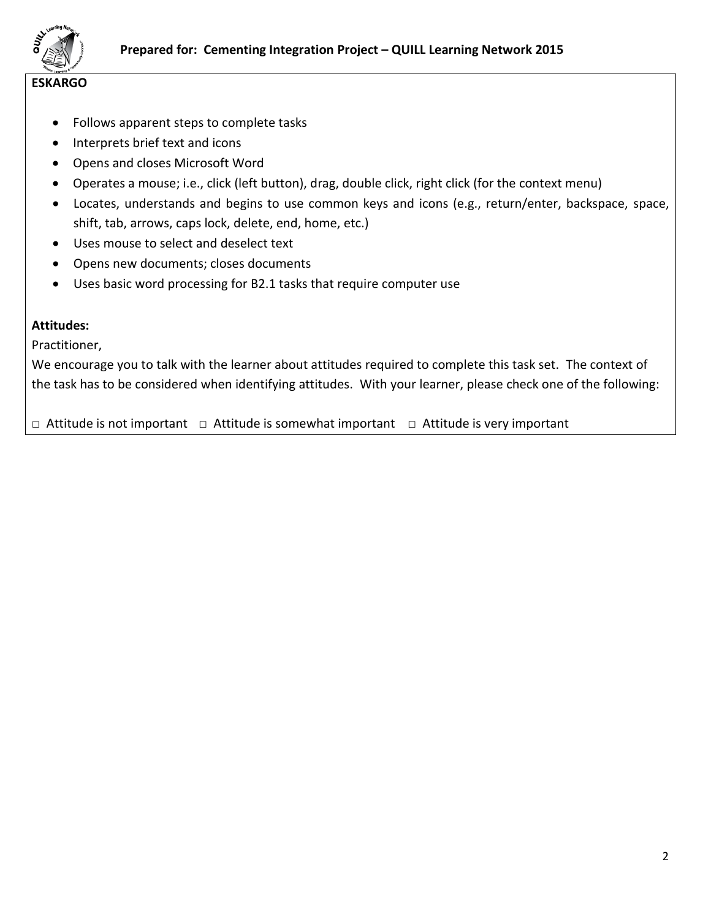**ESKARGO**

- Follows apparent steps to complete tasks
- Interprets brief text and icons
- Opens and closes Microsoft Word
- Operates a mouse; i.e., click (left button), drag, double click, right click (for the context menu)
- Locates, understands and begins to use common keys and icons (e.g., return/enter, backspace, space, shift, tab, arrows, caps lock, delete, end, home, etc.)
- Uses mouse to select and deselect text
- Opens new documents; closes documents
- Uses basic word processing for B2.1 tasks that require computer use

**Attitudes:**

Practitioner,

We encourage you to talk with the learner about attitudes required to complete this task set. The context of the task has to be considered when identifying attitudes. With your learner, please check one of the following:

□ Attitude is not important □ Attitude is somewhat important □ Attitude is very important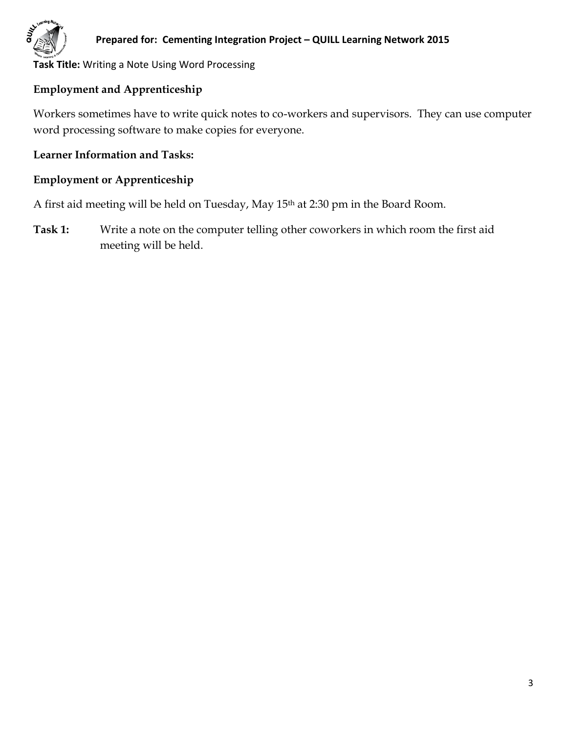**Task Title:** Writing a Note Using Word Processing

## Employment and Apprenticeship

Workers sometimes have to write quick notes to co-workers and supervisors. They can use computer word processing software to make copies for everyone.

## Learner Information and Tasks:

## Employment or Apprenticeship

A first aid meeting will be held on Tuesday, May 15th at 2:30 pm in the Board Room.

**Task 1:** Write a note on the computer telling other coworkers in which room the first aid meeting will be held.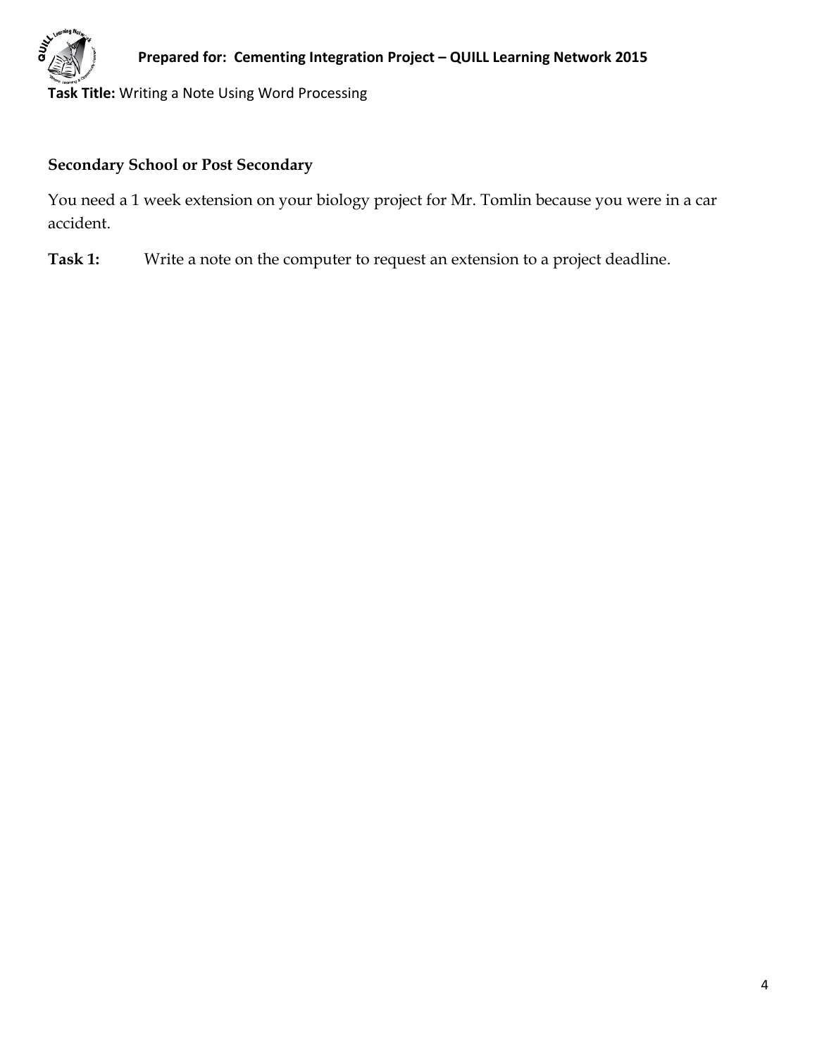**Task Title:** Writing a Note Using Word Processing

**Secondary School or Post Secondary**

You need a 1 week extension on your biology project for Mr. Tomlin because you were in a car accident.

**Task 1:** Write a note on the computer to request an extension to a project deadline.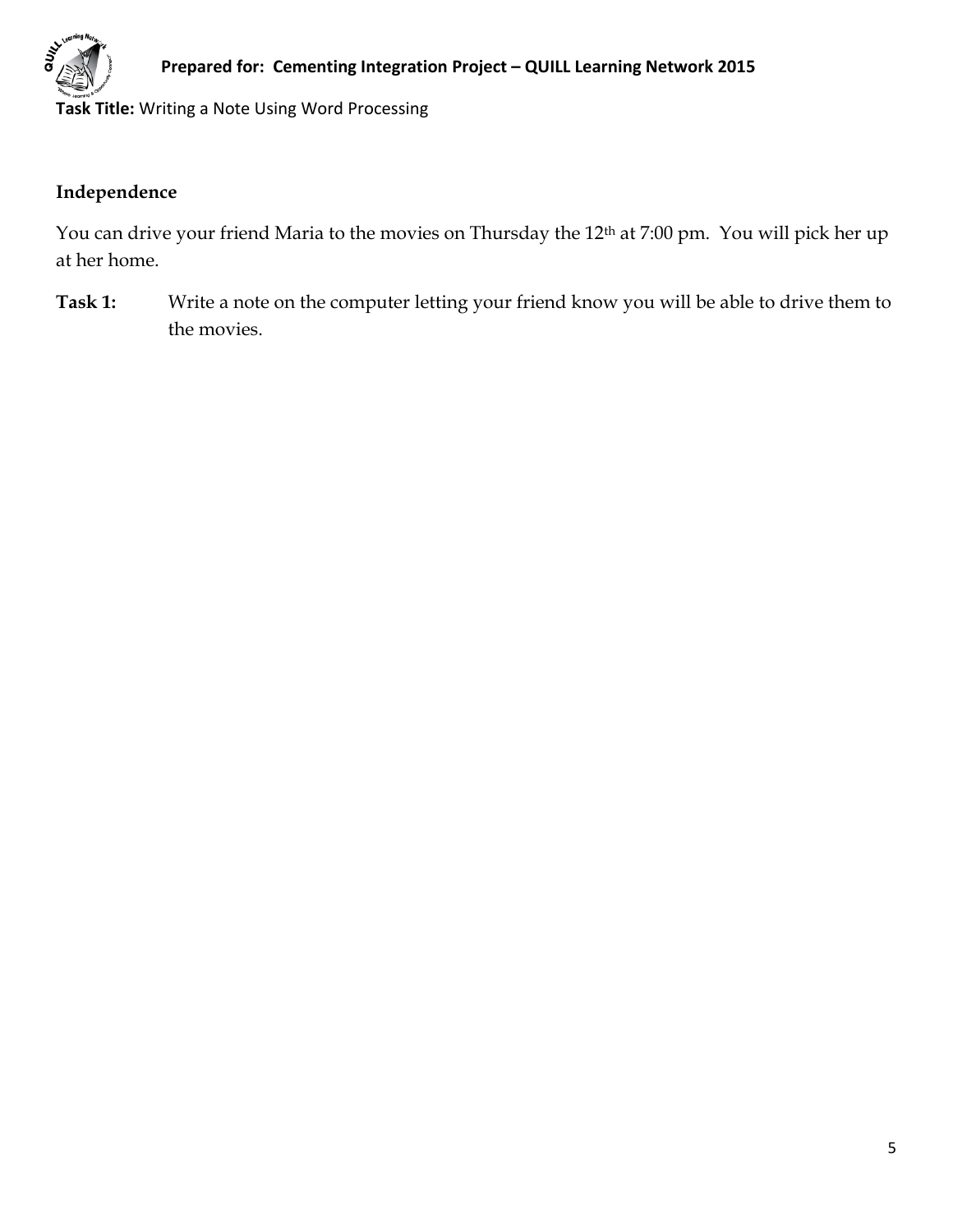**Task Title:** Writing a Note Using Word Processing

**Independence**

You can drive your friend Maria to the movies on Thursday the 12th at 7:00 pm. You will pick her up at her home.

**Task 1:** Write a note on the computer letting your friend know you will be able to drive them to the movies.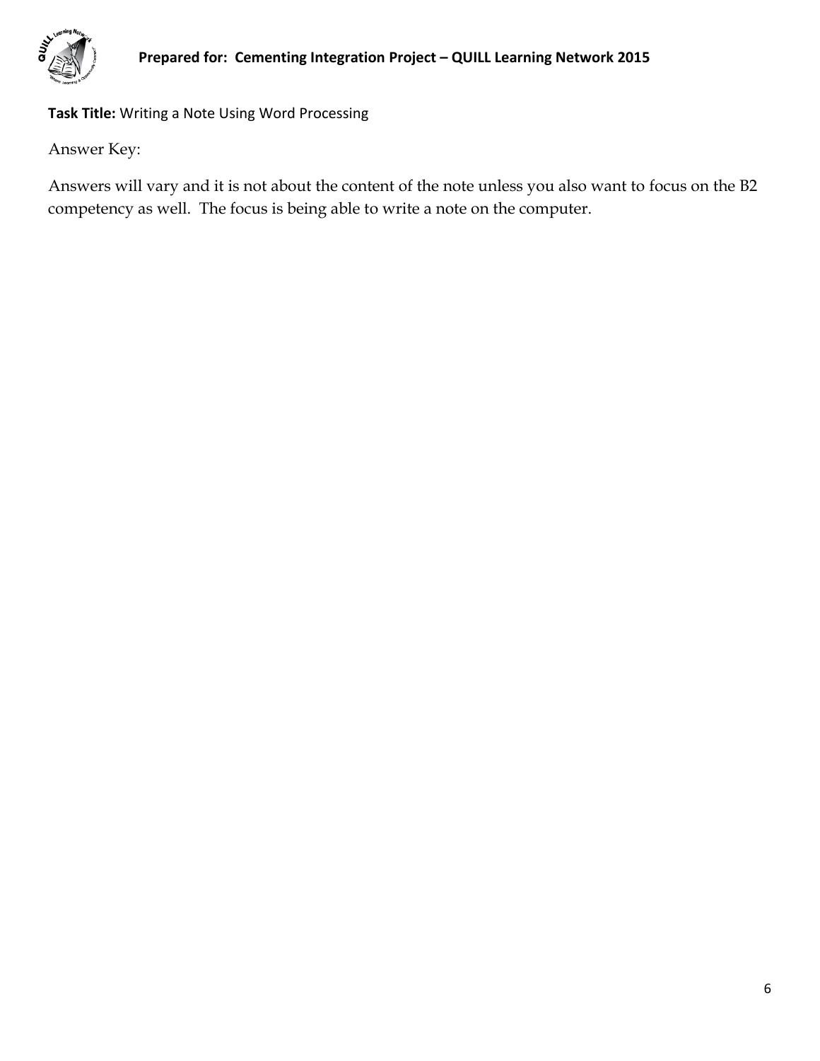**Task Title:** Writing a Note Using Word Processing

Answer Key:

Answers will vary and it is not about the content of the note unless you also want to focus on the B2 competency as well. The focus is being able to write a note on the computer.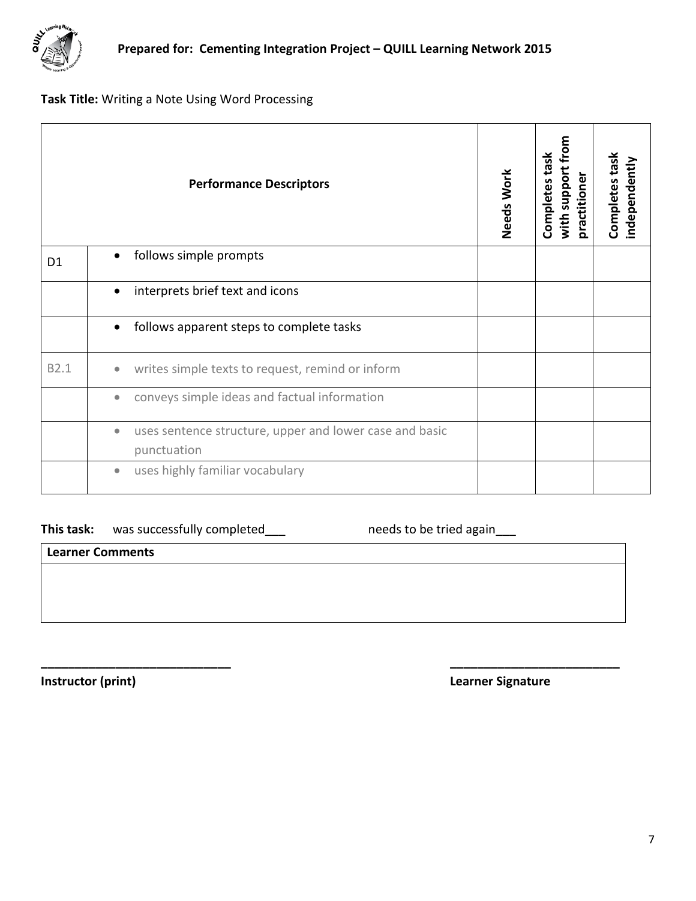**Task Title:** Writing a Note Using Word Processing

| | **Performance Descriptors** | **Needs Work** | **Completes task with support from practitioner** | **Completes task independently** |
|---|---|---|---|---|
| D1 | • follows simple prompts | | | |
| | • interprets brief text and icons | | | |
| | • follows apparent steps to complete tasks | | | |
| B2.1 | • writes simple texts to request, remind or inform | | | |
| | • conveys simple ideas and factual information | | | |
| | • uses sentence structure, upper and lower case and basic punctuation | | | |
| | • uses highly familiar vocabulary | | | |

**This task:** was successfully completed___ needs to be tried again___

| **Learner Comments** |
|---|
| |

_____________________________ **Instructor (print)**

_________________________ **Learner Signature**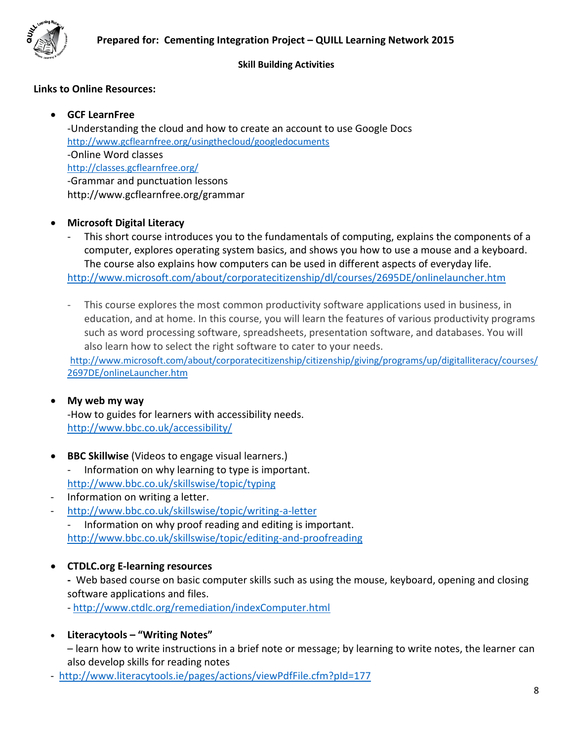**Prepared for: Cementing Integration Project – QUILL Learning Network 2015**

**Skill Building Activities**

**Links to Online Resources:**

- **GCF LearnFree**
  -Understanding the cloud and how to create an account to use Google Docs
  http://www.gcflearnfree.org/usingthecloud/googledocuments
  -Online Word classes
  http://classes.gcflearnfree.org/
  -Grammar and punctuation lessons
  http://www.gcflearnfree.org/grammar

- **Microsoft Digital Literacy**
  - This short course introduces you to the fundamentals of computing, explains the components of a computer, explores operating system basics, and shows you how to use a mouse and a keyboard. The course also explains how computers can be used in different aspects of everyday life.

  http://www.microsoft.com/about/corporatecitizenship/dl/courses/2695DE/onlinelauncher.htm

  - This course explores the most common productivity software applications used in business, in education, and at home. In this course, you will learn the features of various productivity programs such as word processing software, spreadsheets, presentation software, and databases. You will also learn how to select the right software to cater to your needs.

  http://www.microsoft.com/about/corporatecitizenship/citizenship/giving/programs/up/digitalliteracy/courses/2697DE/onlineLauncher.htm

- **My web my way**
  -How to guides for learners with accessibility needs.
  http://www.bbc.co.uk/accessibility/

- **BBC Skillwise** (Videos to engage visual learners.)
  - Information on why learning to type is important.

  http://www.bbc.co.uk/skillswise/topic/typing

- Information on writing a letter.
- http://www.bbc.co.uk/skillswise/topic/writing-a-letter
  - Information on why proof reading and editing is important.

  http://www.bbc.co.uk/skillswise/topic/editing-and-proofreading

- **CTDLC.org E-learning resources**
  **-** Web based course on basic computer skills such as using the mouse, keyboard, opening and closing software applications and files.
  - http://www.ctdlc.org/remediation/indexComputer.html

- **Literacytools – "Writing Notes"**
  – learn how to write instructions in a brief note or message; by learning to write notes, the learner can also develop skills for reading notes

- http://www.literacytools.ie/pages/actions/viewPdfFile.cfm?pId=177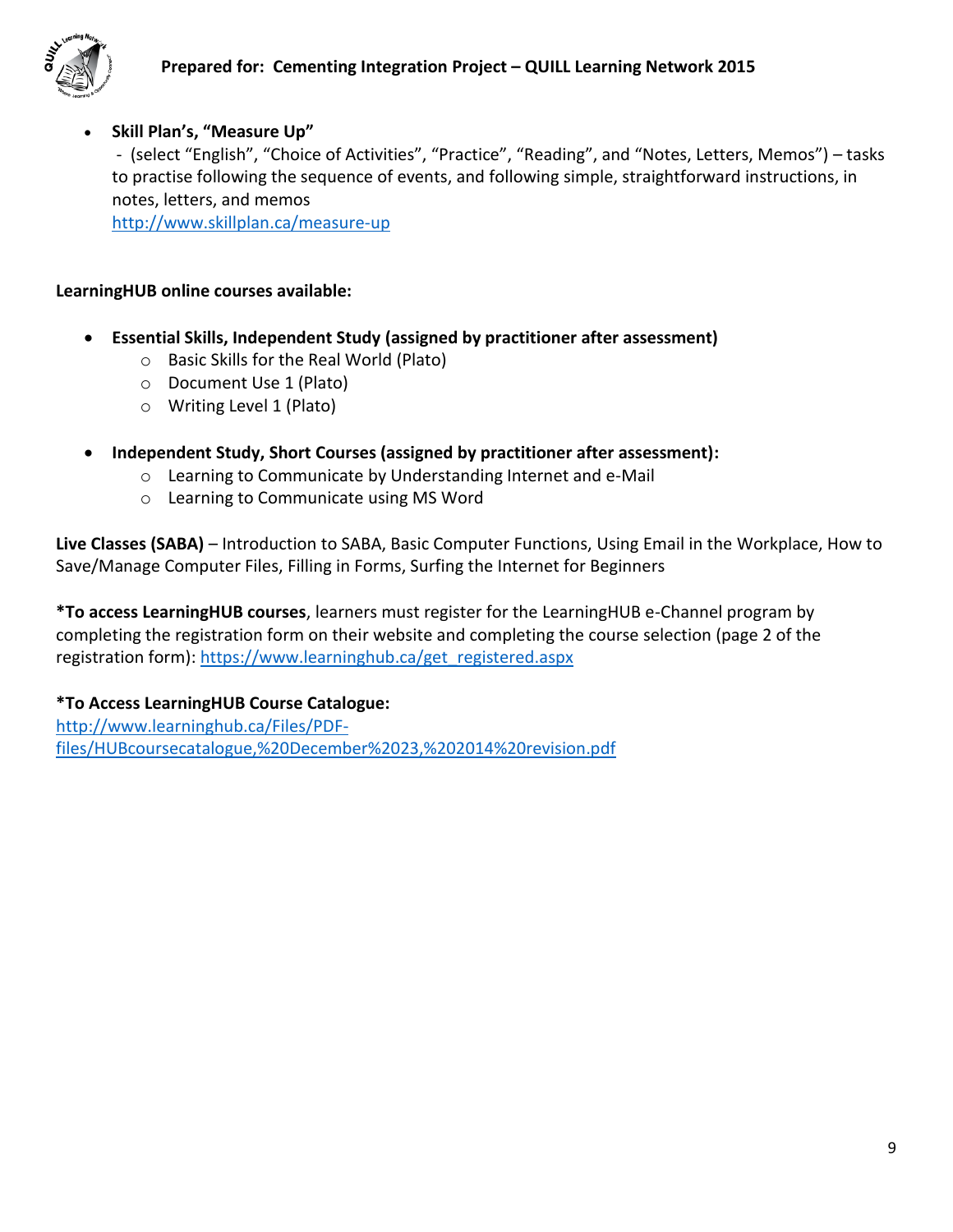- **Skill Plan's, "Measure Up"**
  - (select "English", "Choice of Activities", "Practice", "Reading", and "Notes, Letters, Memos") – tasks to practise following the sequence of events, and following simple, straightforward instructions, in notes, letters, and memos
  http://www.skillplan.ca/measure-up

**LearningHUB online courses available:**

- **Essential Skills, Independent Study (assigned by practitioner after assessment)**
  - Basic Skills for the Real World (Plato)
  - Document Use 1 (Plato)
  - Writing Level 1 (Plato)

- **Independent Study, Short Courses (assigned by practitioner after assessment):**
  - Learning to Communicate by Understanding Internet and e-Mail
  - Learning to Communicate using MS Word

**Live Classes (SABA)** – Introduction to SABA, Basic Computer Functions, Using Email in the Workplace, How to Save/Manage Computer Files, Filling in Forms, Surfing the Internet for Beginners

***To access LearningHUB courses**, learners must register for the LearningHUB e-Channel program by completing the registration form on their website and completing the course selection (page 2 of the registration form): https://www.learninghub.ca/get_registered.aspx

***To Access LearningHUB Course Catalogue:**
http://www.learninghub.ca/Files/PDF-files/HUBcoursecatalogue,%20December%2023,%202014%20revision.pdf